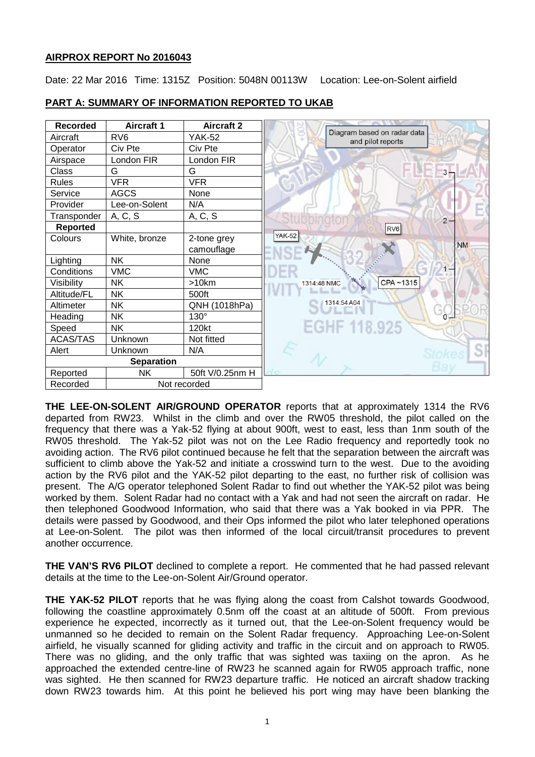# AIRPROX REPORT No 2016043

Date: 22 Mar 2016 Time: 1315Z Position: 5048N 00113W Location: Lee-on-Solent airfield

## PART A: SUMMARY OF INFORMATION REPORTED TO UKAB

| Recorded | Aircraft 1 | Aircraft 2 |
|---|---|---|
| Aircraft | RV6 | YAK-52 |
| Operator | Civ Pte | Civ Pte |
| Airspace | London FIR | London FIR |
| Class | G | G |
| Rules | VFR | VFR |
| Service | AGCS | None |
| Provider | Lee-on-Solent | N/A |
| Transponder | A, C, S | A, C, S |
| **Reported** | | |
| Colours | White, bronze | 2-tone grey camouflage |
| Lighting | NK | None |
| Conditions | VMC | VMC |
| Visibility | NK | >10km |
| Altitude/FL | NK | 500ft |
| Altimeter | NK | QNH (1018hPa) |
| Heading | NK | 130° |
| Speed | NK | 120kt |
| ACAS/TAS | Unknown | Not fitted |
| Alert | Unknown | N/A |
| **Separation** | | |
| Reported | NK | 50ft V/0.25nm H |
| Recorded | Not recorded | |

Diagram based on radar data and pilot reports

**THE LEE-ON-SOLENT AIR/GROUND OPERATOR** reports that at approximately 1314 the RV6 departed from RW23. Whilst in the climb and over the RW05 threshold, the pilot called on the frequency that there was a Yak-52 flying at about 900ft, west to east, less than 1nm south of the RW05 threshold. The Yak-52 pilot was not on the Lee Radio frequency and reportedly took no avoiding action. The RV6 pilot continued because he felt that the separation between the aircraft was sufficient to climb above the Yak-52 and initiate a crosswind turn to the west. Due to the avoiding action by the RV6 pilot and the YAK-52 pilot departing to the east, no further risk of collision was present. The A/G operator telephoned Solent Radar to find out whether the YAK-52 pilot was being worked by them. Solent Radar had no contact with a Yak and had not seen the aircraft on radar. He then telephoned Goodwood Information, who said that there was a Yak booked in via PPR. The details were passed by Goodwood, and their Ops informed the pilot who later telephoned operations at Lee-on-Solent. The pilot was then informed of the local circuit/transit procedures to prevent another occurrence.

**THE VAN'S RV6 PILOT** declined to complete a report. He commented that he had passed relevant details at the time to the Lee-on-Solent Air/Ground operator.

**THE YAK-52 PILOT** reports that he was flying along the coast from Calshot towards Goodwood, following the coastline approximately 0.5nm off the coast at an altitude of 500ft. From previous experience he expected, incorrectly as it turned out, that the Lee-on-Solent frequency would be unmanned so he decided to remain on the Solent Radar frequency. Approaching Lee-on-Solent airfield, he visually scanned for gliding activity and traffic in the circuit and on approach to RW05. There was no gliding, and the only traffic that was sighted was taxiing on the apron. As he approached the extended centre-line of RW23 he scanned again for RW05 approach traffic, none was sighted. He then scanned for RW23 departure traffic. He noticed an aircraft shadow tracking down RW23 towards him. At this point he believed his port wing may have been blanking the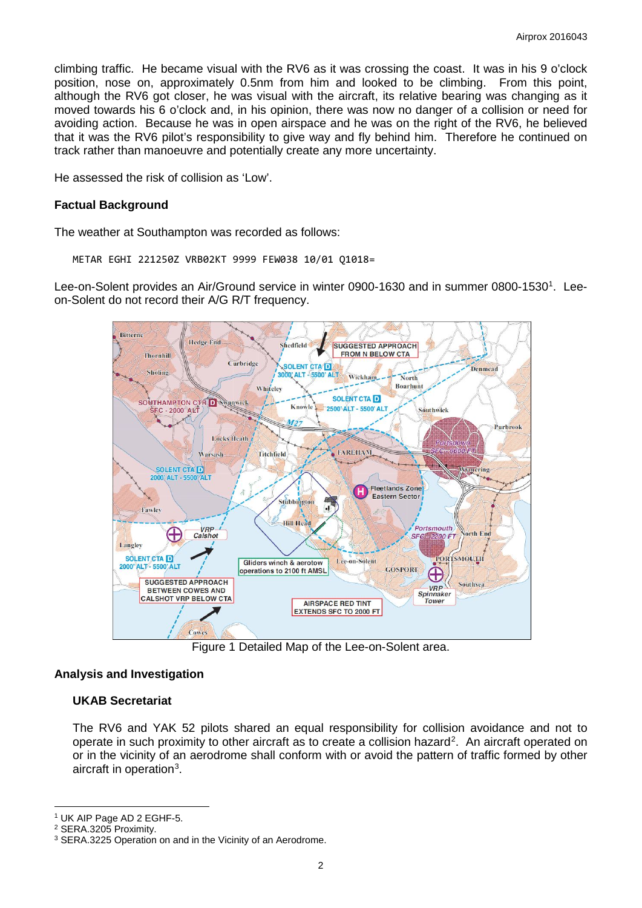climbing traffic. He became visual with the RV6 as it was crossing the coast. It was in his 9 o'clock position, nose on, approximately 0.5nm from him and looked to be climbing. From this point, although the RV6 got closer, he was visual with the aircraft, its relative bearing was changing as it moved towards his 6 o'clock and, in his opinion, there was now no danger of a collision or need for avoiding action. Because he was in open airspace and he was on the right of the RV6, he believed that it was the RV6 pilot's responsibility to give way and fly behind him. Therefore he continued on track rather than manoeuvre and potentially create any more uncertainty.

He assessed the risk of collision as 'Low'.

### Factual Background

The weather at Southampton was recorded as follows:

```
METAR EGHI 221250Z VRB02KT 9999 FEW038 10/01 Q1018=
```

Lee-on-Solent provides an Air/Ground service in winter 0900-1630 and in summer 0800-1530[1]. Lee-on-Solent do not record their A/G R/T frequency.

Figure 1 Detailed Map of the Lee-on-Solent area.

### Analysis and Investigation

#### UKAB Secretariat

The RV6 and YAK 52 pilots shared an equal responsibility for collision avoidance and not to operate in such proximity to other aircraft as to create a collision hazard[2]. An aircraft operated on or in the vicinity of an aerodrome shall conform with or avoid the pattern of traffic formed by other aircraft in operation[3].

---

[1] UK AIP Page AD 2 EGHF-5.
[2] SERA.3205 Proximity.
[3] SERA.3225 Operation on and in the Vicinity of an Aerodrome.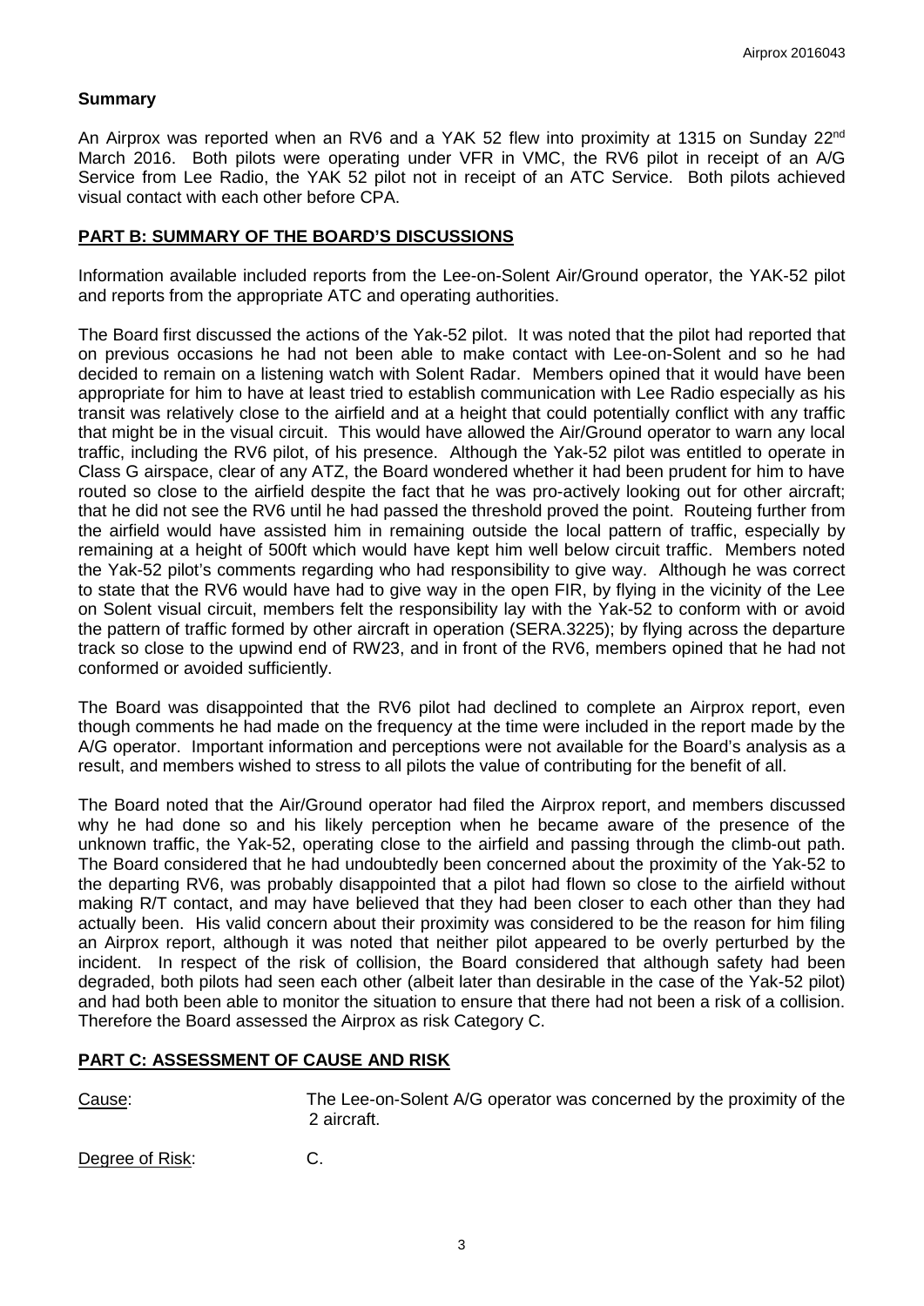## Summary

An Airprox was reported when an RV6 and a YAK 52 flew into proximity at 1315 on Sunday 22nd March 2016. Both pilots were operating under VFR in VMC, the RV6 pilot in receipt of an A/G Service from Lee Radio, the YAK 52 pilot not in receipt of an ATC Service. Both pilots achieved visual contact with each other before CPA.

## PART B: SUMMARY OF THE BOARD'S DISCUSSIONS

Information available included reports from the Lee-on-Solent Air/Ground operator, the YAK-52 pilot and reports from the appropriate ATC and operating authorities.

The Board first discussed the actions of the Yak-52 pilot. It was noted that the pilot had reported that on previous occasions he had not been able to make contact with Lee-on-Solent and so he had decided to remain on a listening watch with Solent Radar. Members opined that it would have been appropriate for him to have at least tried to establish communication with Lee Radio especially as his transit was relatively close to the airfield and at a height that could potentially conflict with any traffic that might be in the visual circuit. This would have allowed the Air/Ground operator to warn any local traffic, including the RV6 pilot, of his presence. Although the Yak-52 pilot was entitled to operate in Class G airspace, clear of any ATZ, the Board wondered whether it had been prudent for him to have routed so close to the airfield despite the fact that he was pro-actively looking out for other aircraft; that he did not see the RV6 until he had passed the threshold proved the point. Routeing further from the airfield would have assisted him in remaining outside the local pattern of traffic, especially by remaining at a height of 500ft which would have kept him well below circuit traffic. Members noted the Yak-52 pilot's comments regarding who had responsibility to give way. Although he was correct to state that the RV6 would have had to give way in the open FIR, by flying in the vicinity of the Lee on Solent visual circuit, members felt the responsibility lay with the Yak-52 to conform with or avoid the pattern of traffic formed by other aircraft in operation (SERA.3225); by flying across the departure track so close to the upwind end of RW23, and in front of the RV6, members opined that he had not conformed or avoided sufficiently.

The Board was disappointed that the RV6 pilot had declined to complete an Airprox report, even though comments he had made on the frequency at the time were included in the report made by the A/G operator. Important information and perceptions were not available for the Board's analysis as a result, and members wished to stress to all pilots the value of contributing for the benefit of all.

The Board noted that the Air/Ground operator had filed the Airprox report, and members discussed why he had done so and his likely perception when he became aware of the presence of the unknown traffic, the Yak-52, operating close to the airfield and passing through the climb-out path. The Board considered that he had undoubtedly been concerned about the proximity of the Yak-52 to the departing RV6, was probably disappointed that a pilot had flown so close to the airfield without making R/T contact, and may have believed that they had been closer to each other than they had actually been. His valid concern about their proximity was considered to be the reason for him filing an Airprox report, although it was noted that neither pilot appeared to be overly perturbed by the incident. In respect of the risk of collision, the Board considered that although safety had been degraded, both pilots had seen each other (albeit later than desirable in the case of the Yak-52 pilot) and had both been able to monitor the situation to ensure that there had not been a risk of a collision. Therefore the Board assessed the Airprox as risk Category C.

## PART C: ASSESSMENT OF CAUSE AND RISK

Cause: The Lee-on-Solent A/G operator was concerned by the proximity of the 2 aircraft.

Degree of Risk: C.